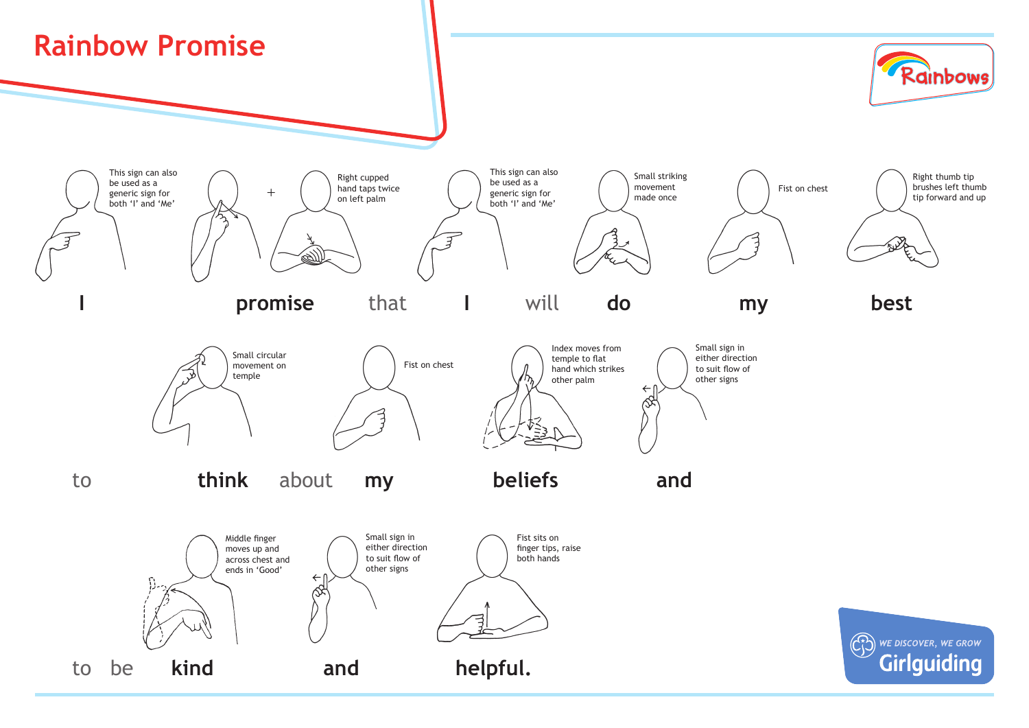# Rainbow Promise

Rainbows

This sign can also be used as a generic sign for both 'I' and 'Me'

Right cupped hand taps twice on left palm

This sign can also be used as a generic sign for both 'I' and 'Me'

Small striking movement made once

Fist on chest

Right thumb tip brushes left thumb tip forward and up

**I** **promise** that **I** will **do** **my** **best**

Small circular movement on temple

Fist on chest

Index moves from temple to flat hand which strikes other palm

Small sign in either direction to suit flow of other signs

to **think** about **my** **beliefs** **and**

Middle finger moves up and across chest and ends in 'Good'

Small sign in either direction to suit flow of other signs

Fist sits on finger tips, raise both hands

to be **kind** **and** **helpful.**

WE DISCOVER, WE GROW

Girlguiding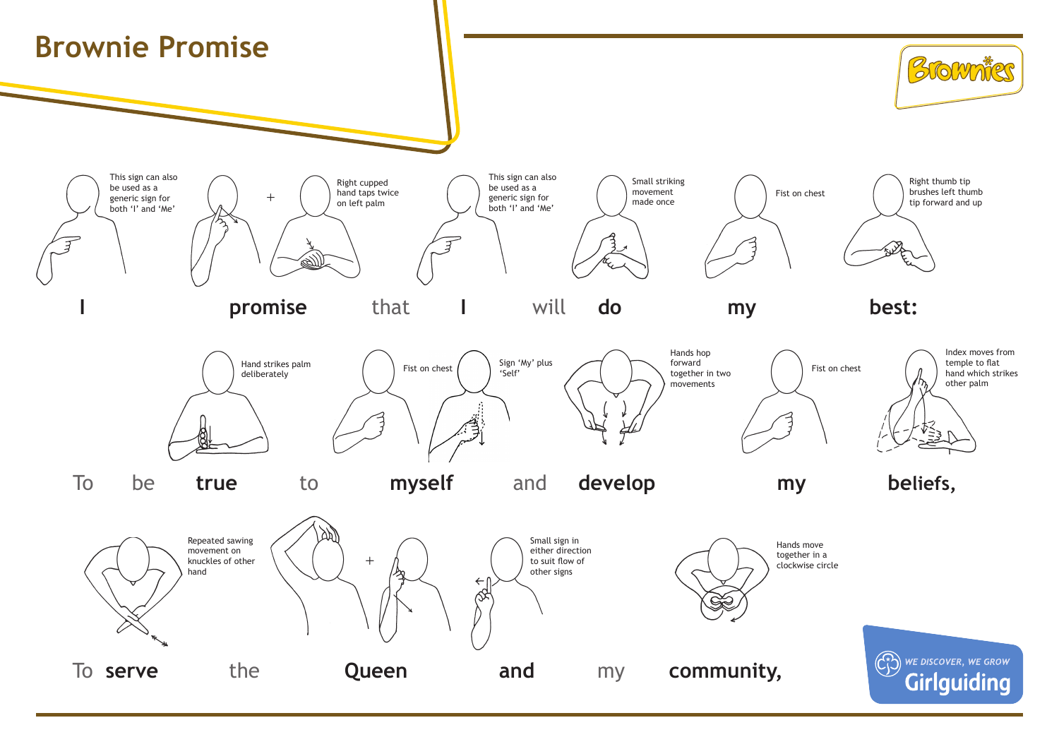# Brownie Promise

This sign can also be used as a generic sign for both 'I' and 'Me'

+ Right cupped hand taps twice on left palm

This sign can also be used as a generic sign for both 'I' and 'Me'

Small striking movement made once

Fist on chest

Right thumb tip brushes left thumb tip forward and up

**I** **promise** that **I** will **do** **my** **best:**

Hand strikes palm deliberately

Fist on chest

Sign 'My' plus 'Self'

Hands hop forward together in two movements

Fist on chest

Index moves from temple to flat hand which strikes other palm

To be **true** to **myself** and **develop** **my** **beliefs,**

Repeated sawing movement on knuckles of other hand

+

Small sign in either direction to suit flow of other signs

Hands move together in a clockwise circle

To **serve** the **Queen** **and** my **community,**

WE DISCOVER, WE GROW
Girlguiding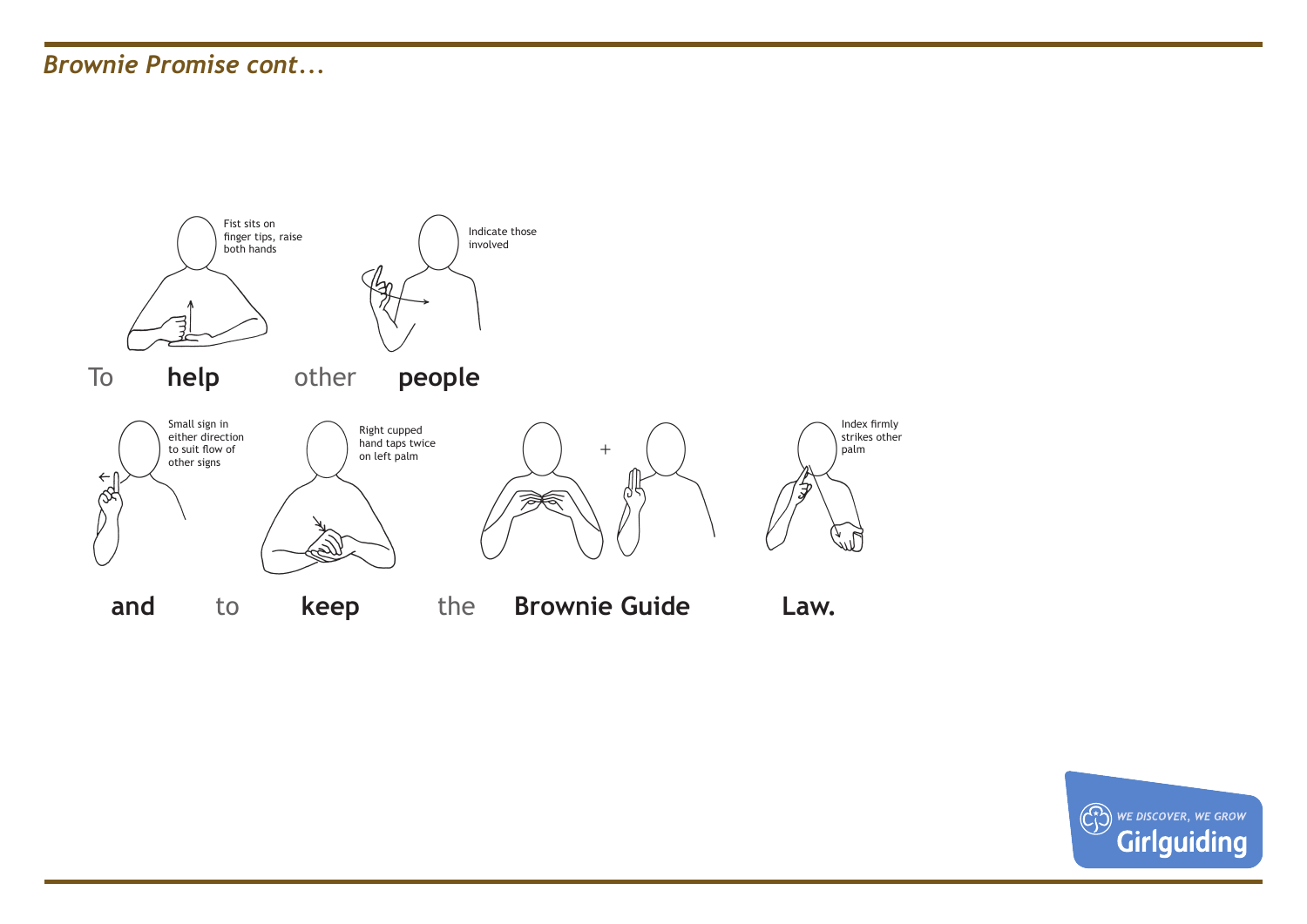*Brownie Promise cont...*

Fist sits on finger tips, raise both hands

Indicate those involved

To **help** other **people**

Small sign in either direction to suit flow of other signs

Right cupped hand taps twice on left palm

+

Index firmly strikes other palm

**and** to **keep** the **Brownie Guide** **Law.**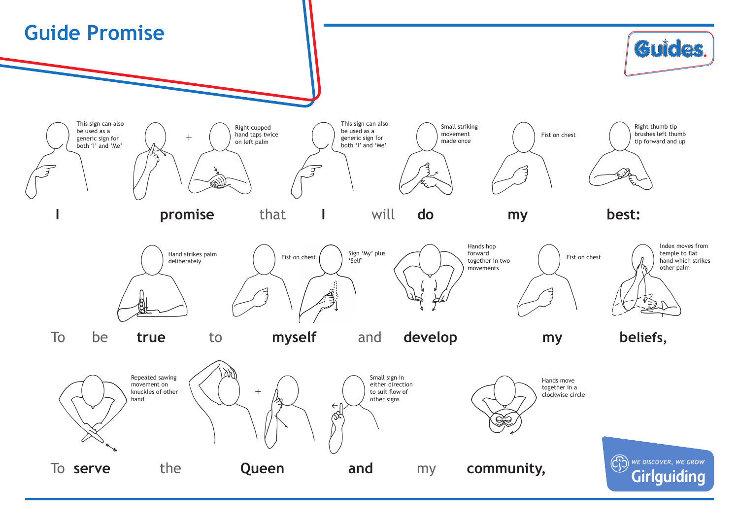# Guide Promise

Guides

This sign can also be used as a generic sign for both 'I' and 'Me'

\+ Right cupped hand taps twice on left palm

This sign can also be used as a generic sign for both 'I' and 'Me'

Small striking movement made once

Fist on chest

Right thumb tip brushes left thumb tip forward and up

**I** **promise** that **I** will **do** **my** **best:**

Hand strikes palm deliberately

Fist on chest

Sign 'My' plus 'Self'

Hands hop forward together in two movements

Fist on chest

Index moves from temple to flat hand which strikes other palm

To be **true** to **myself** and **develop** **my** **beliefs,**

Repeated sawing movement on knuckles of other hand

\+

Small sign in either direction to suit flow of other signs

Hands move together in a clockwise circle

To **serve** the **Queen** **and** my **community,**

WE DISCOVER, WE GROW
Girlguiding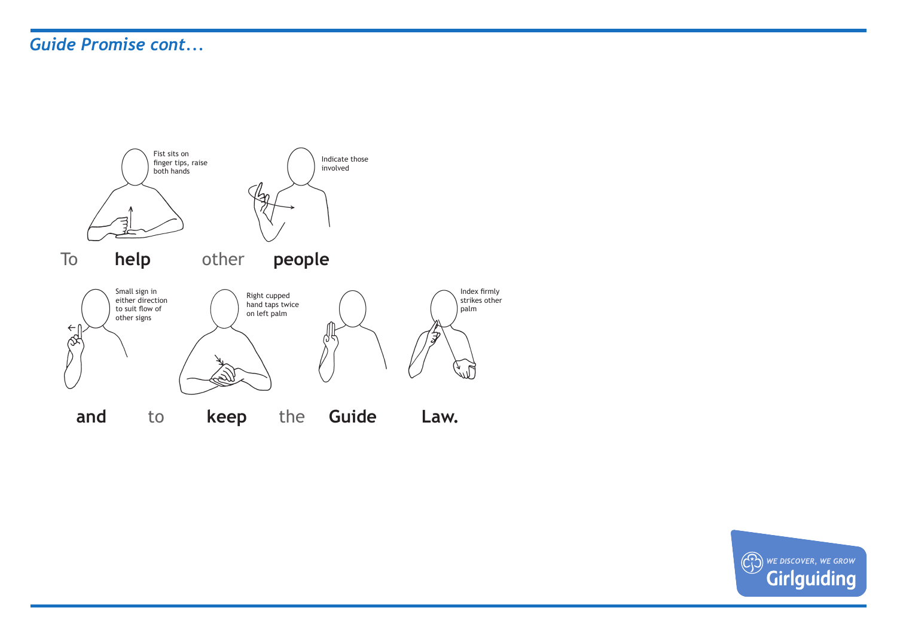*Guide Promise cont...*

Fist sits on finger tips, raise both hands

Indicate those involved

To **help** other **people**

Small sign in either direction to suit flow of other signs

Right cupped hand taps twice on left palm

Index firmly strikes other palm

**and** to **keep** the **Guide** **Law.**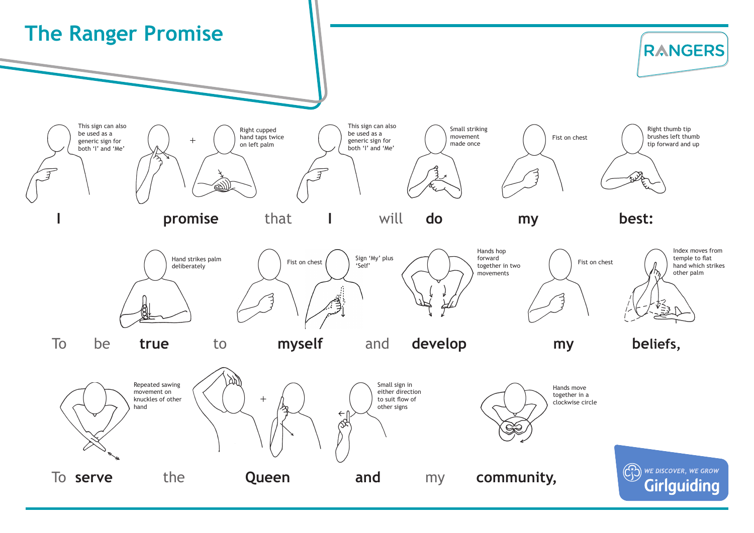# The Ranger Promise

RANGERS

This sign can also be used as a generic sign for both 'I' and 'Me'

+

Right cupped hand taps twice on left palm

This sign can also be used as a generic sign for both 'I' and 'Me'

Small striking movement made once

Fist on chest

Right thumb tip brushes left thumb tip forward and up

**I** **promise** that **I** will **do** **my** **best:**

Hand strikes palm deliberately

Fist on chest

Sign 'My' plus 'Self'

Hands hop forward together in two movements

Fist on chest

Index moves from temple to flat hand which strikes other palm

To be **true** to **myself** and **develop** **my** **beliefs,**

Repeated sawing movement on knuckles of other hand

+

Small sign in either direction to suit flow of other signs

Hands move together in a clockwise circle

To **serve** the **Queen** **and** my **community,**

WE DISCOVER, WE GROW

Girlguiding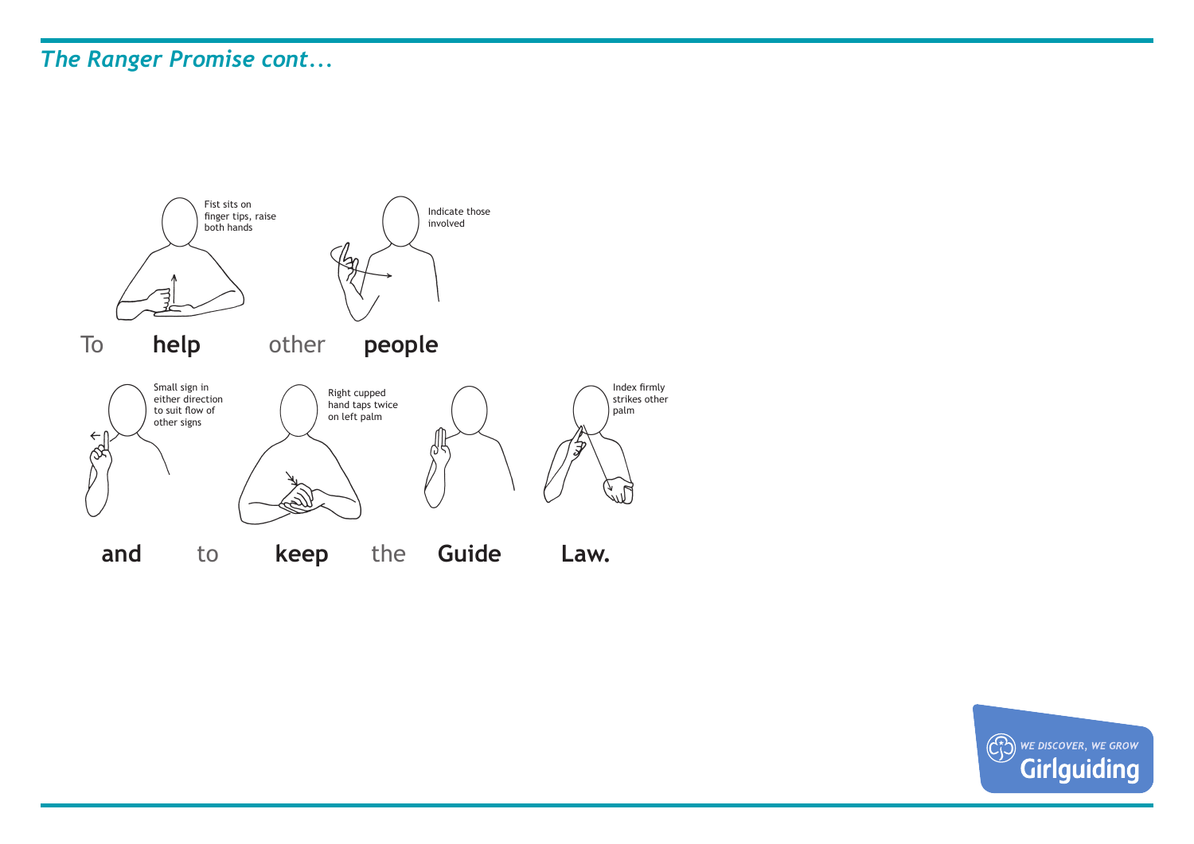*The Ranger Promise cont...*

Fist sits on finger tips, raise both hands

Indicate those involved

To **help** other **people**

Small sign in either direction to suit flow of other signs

Right cupped hand taps twice on left palm

Index firmly strikes other palm

**and** to **keep** the **Guide** **Law.**